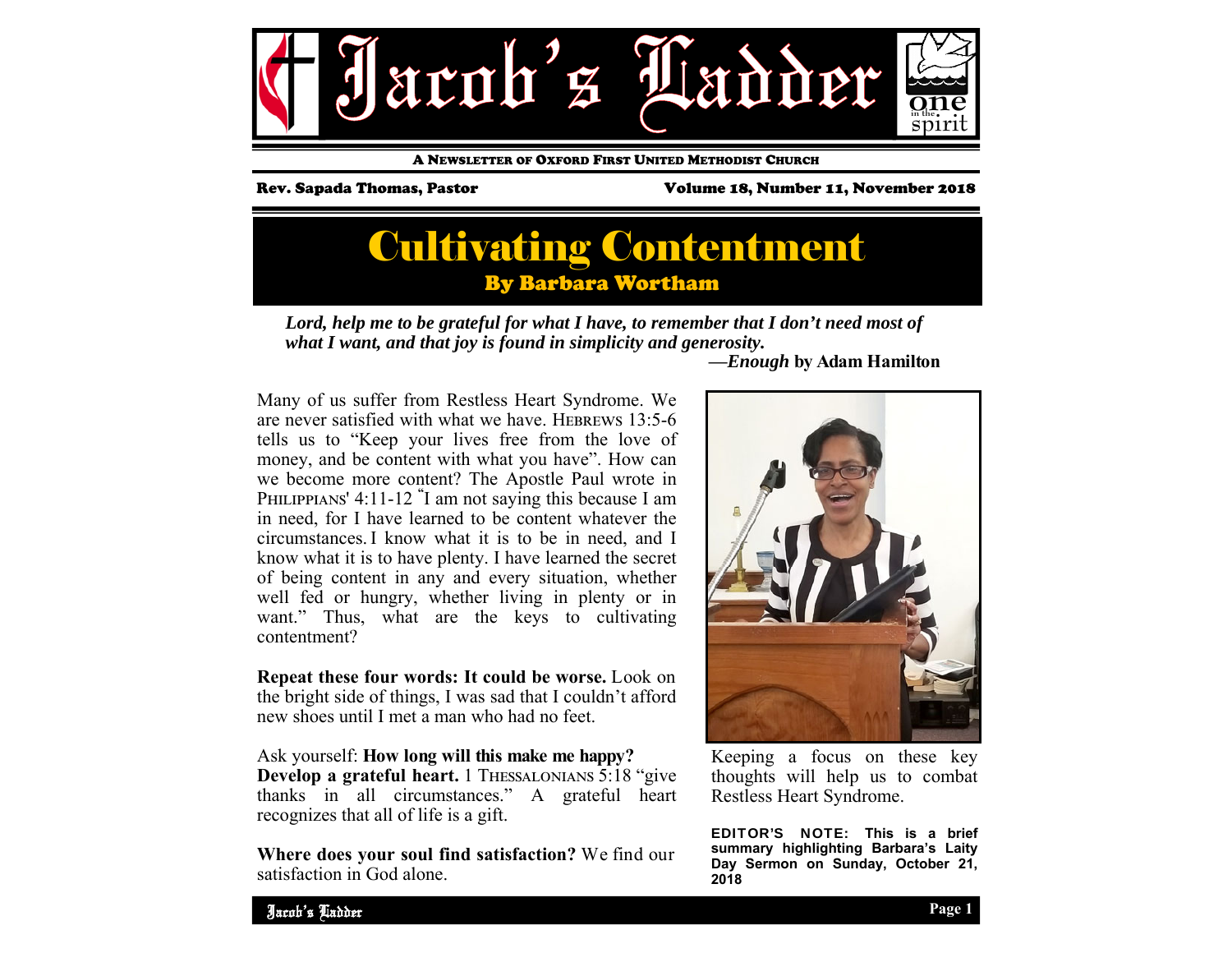# Jacob's Ladder

A Newsletter of Oxford First United Methodist Church

Rev. Sapada Thomas, Pastor

Volume 18, Number 11, November 2018

## Cultivating Contentment

### By Barbara Wortham

***Lord, help me to be grateful for what I have, to remember that I don't need most of what I want, and that joy is found in simplicity and generosity.***

**—*Enough* by Adam Hamilton**

Many of us suffer from Restless Heart Syndrome. We are never satisfied with what we have. Hebrews 13:5-6 tells us to "Keep your lives free from the love of money, and be content with what you have". How can we become more content? The Apostle Paul wrote in Philippians' 4:11-12 "I am not saying this because I am in need, for I have learned to be content whatever the circumstances. I know what it is to be in need, and I know what it is to have plenty. I have learned the secret of being content in any and every situation, whether well fed or hungry, whether living in plenty or in want." Thus, what are the keys to cultivating contentment?

**Repeat these four words: It could be worse.** Look on the bright side of things, I was sad that I couldn't afford new shoes until I met a man who had no feet.

Ask yourself: **How long will this make me happy?**

**Develop a grateful heart.** 1 Thessalonians 5:18 "give thanks in all circumstances." A grateful heart recognizes that all of life is a gift.

**Where does your soul find satisfaction?** We find our satisfaction in God alone.

Keeping a focus on these key thoughts will help us to combat Restless Heart Syndrome.

**EDITOR'S NOTE: This is a brief summary highlighting Barbara's Laity Day Sermon on Sunday, October 21, 2018**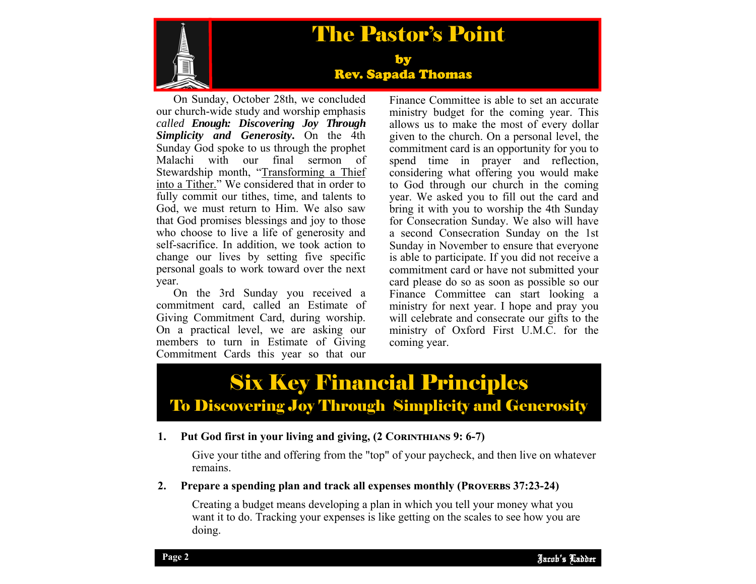# The Pastor's Point

### by
### Rev. Sapada Thomas

On Sunday, October 28th, we concluded our church-wide study and worship emphasis *called* ***Enough: Discovering Joy Through Simplicity and Generosity***. On the 4th Sunday God spoke to us through the prophet Malachi with our final sermon of Stewardship month, "Transforming a Thief into a Tither." We considered that in order to fully commit our tithes, time, and talents to God, we must return to Him. We also saw that God promises blessings and joy to those who choose to live a life of generosity and self-sacrifice. In addition, we took action to change our lives by setting five specific personal goals to work toward over the next year.

On the 3rd Sunday you received a commitment card, called an Estimate of Giving Commitment Card, during worship. On a practical level, we are asking our members to turn in Estimate of Giving Commitment Cards this year so that our Finance Committee is able to set an accurate ministry budget for the coming year. This allows us to make the most of every dollar given to the church. On a personal level, the commitment card is an opportunity for you to spend time in prayer and reflection, considering what offering you would make to God through our church in the coming year. We asked you to fill out the card and bring it with you to worship the 4th Sunday for Consecration Sunday. We also will have a second Consecration Sunday on the 1st Sunday in November to ensure that everyone is able to participate. If you did not receive a commitment card or have not submitted your card please do so as soon as possible so our Finance Committee can start looking a ministry for next year. I hope and pray you will celebrate and consecrate our gifts to the ministry of Oxford First U.M.C. for the coming year.

# Six Key Financial Principles

## To Discovering Joy Through Simplicity and Generosity

1. **Put God first in your living and giving, (2 Corinthians 9: 6-7)**

   Give your tithe and offering from the "top" of your paycheck, and then live on whatever remains.

2. **Prepare a spending plan and track all expenses monthly (Proverbs 37:23-24)**

   Creating a budget means developing a plan in which you tell your money what you want it to do. Tracking your expenses is like getting on the scales to see how you are doing.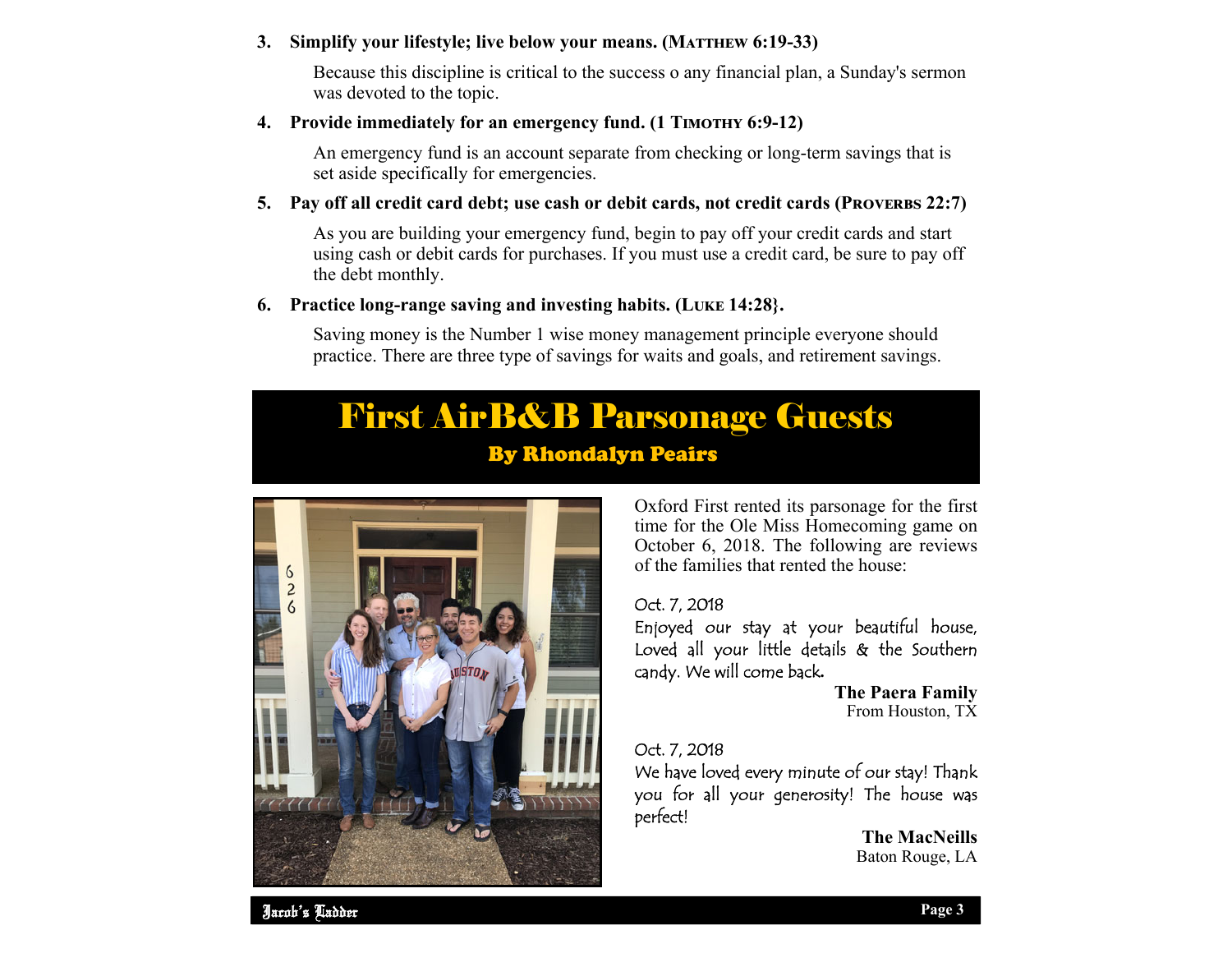3. **Simplify your lifestyle; live below your means. (MATTHEW 6:19-33)**

   Because this discipline is critical to the success o any financial plan, a Sunday's sermon was devoted to the topic.

4. **Provide immediately for an emergency fund. (1 TIMOTHY 6:9-12)**

   An emergency fund is an account separate from checking or long-term savings that is set aside specifically for emergencies.

5. **Pay off all credit card debt; use cash or debit cards, not credit cards (PROVERBS 22:7)**

   As you are building your emergency fund, begin to pay off your credit cards and start using cash or debit cards for purchases. If you must use a credit card, be sure to pay off the debt monthly.

6. **Practice long-range saving and investing habits. (LUKE 14:28}.**

   Saving money is the Number 1 wise money management principle everyone should practice. There are three type of savings for waits and goals, and retirement savings.

# First AirB&B Parsonage Guests

## By Rhondalyn Peairs

Oxford First rented its parsonage for the first time for the Ole Miss Homecoming game on October 6, 2018. The following are reviews of the families that rented the house:

Oct. 7, 2018
Enjoyed our stay at your beautiful house, Loved all your little details & the Southern candy. We will come back.

**The Paera Family**
From Houston, TX

Oct. 7, 2018
We have loved every minute of our stay! Thank you for all your generosity! The house was perfect!

**The MacNeills**
Baton Rouge, LA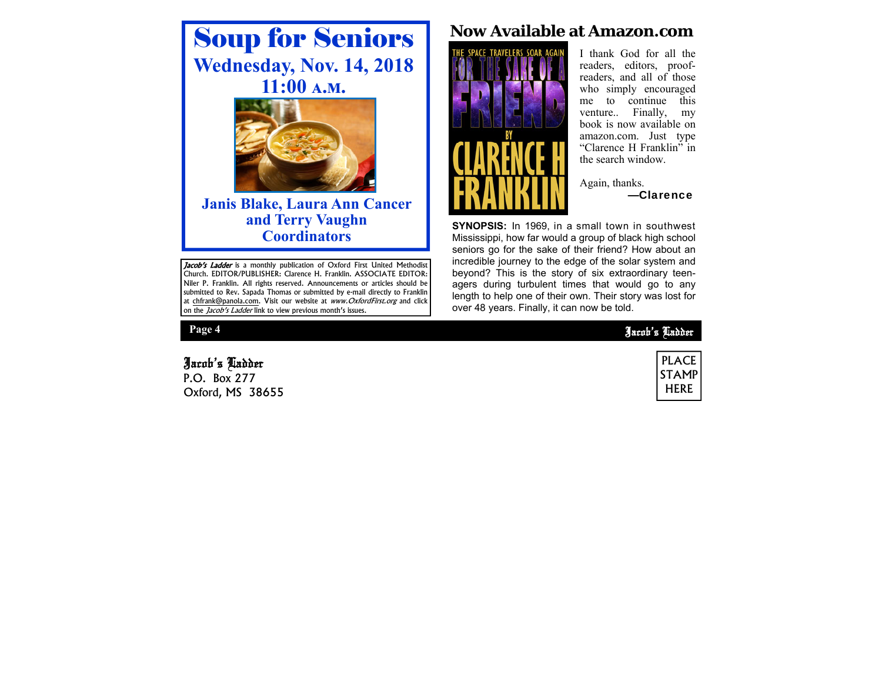# Soup for Seniors

## Wednesday, Nov. 14, 2018
## 11:00 A.M.

**Janis Blake, Laura Ann Cancer and Terry Vaughn Coordinators**

*Jacob's Ladder* is a monthly publication of Oxford First United Methodist Church. EDITOR/PUBLISHER: Clarence H. Franklin. ASSOCIATE EDITOR: Niler P. Franklin. All rights reserved. Announcements or articles should be submitted to Rev. Sapada Thomas or submitted by e-mail directly to Franklin at chfrank@panola.com. Visit our website at *www.OxfordFirst.org* and click on the *Jacob's Ladder* link to view previous month's issues.

# Now Available at Amazon.com

THE SPACE TRAVELERS SOAR AGAIN
FOR THE SAKE OF A FRIEND
BY
CLARENCE H FRANKLIN

I thank God for all the readers, editors, proofreaders, and all of those who simply encouraged me to continue this venture.. Finally, my book is now available on amazon.com. Just type "Clarence H Franklin" in the search window.

Again, thanks.

—**Clarence**

**SYNOPSIS:** In 1969, in a small town in southwest Mississippi, how far would a group of black high school seniors go for the sake of their friend? How about an incredible journey to the edge of the solar system and beyond? This is the story of six extraordinary teenagers during turbulent times that would go to any length to help one of their own. Their story was lost for over 48 years. Finally, it can now be told.

Jacob's Ladder
P.O. Box 277
Oxford, MS 38655

PLACE STAMP HERE